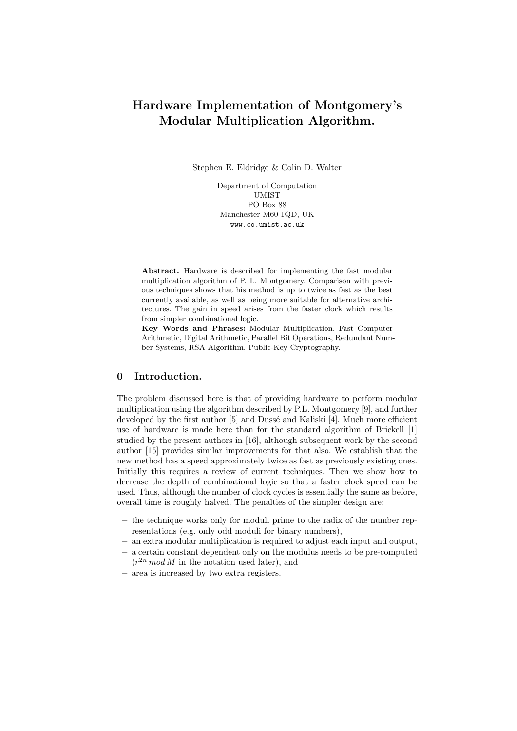# Hardware Implementation of Montgomery's Modular Multiplication Algorithm.

Stephen E. Eldridge & Colin D. Walter

Department of Computation
UMIST
PO Box 88
Manchester M60 1QD, UK
www.co.umist.ac.uk

**Abstract.** Hardware is described for implementing the fast modular multiplication algorithm of P. L. Montgomery. Comparison with previous techniques shows that his method is up to twice as fast as the best currently available, as well as being more suitable for alternative architectures. The gain in speed arises from the faster clock which results from simpler combinational logic.

**Key Words and Phrases:** Modular Multiplication, Fast Computer Arithmetic, Digital Arithmetic, Parallel Bit Operations, Redundant Number Systems, RSA Algorithm, Public-Key Cryptography.

## 0 Introduction.

The problem discussed here is that of providing hardware to perform modular multiplication using the algorithm described by P.L. Montgomery [9], and further developed by the first author [5] and Dussé and Kaliski [4]. Much more efficient use of hardware is made here than for the standard algorithm of Brickell [1] studied by the present authors in [16], although subsequent work by the second author [15] provides similar improvements for that also. We establish that the new method has a speed approximately twice as fast as previously existing ones. Initially this requires a review of current techniques. Then we show how to decrease the depth of combinational logic so that a faster clock speed can be used. Thus, although the number of clock cycles is essentially the same as before, overall time is roughly halved. The penalties of the simpler design are:

- the technique works only for moduli prime to the radix of the number representations (e.g. only odd moduli for binary numbers),
- an extra modular multiplication is required to adjust each input and output,
- a certain constant dependent only on the modulus needs to be pre-computed ($r^{2n} \, mod \, M$ in the notation used later), and
- area is increased by two extra registers.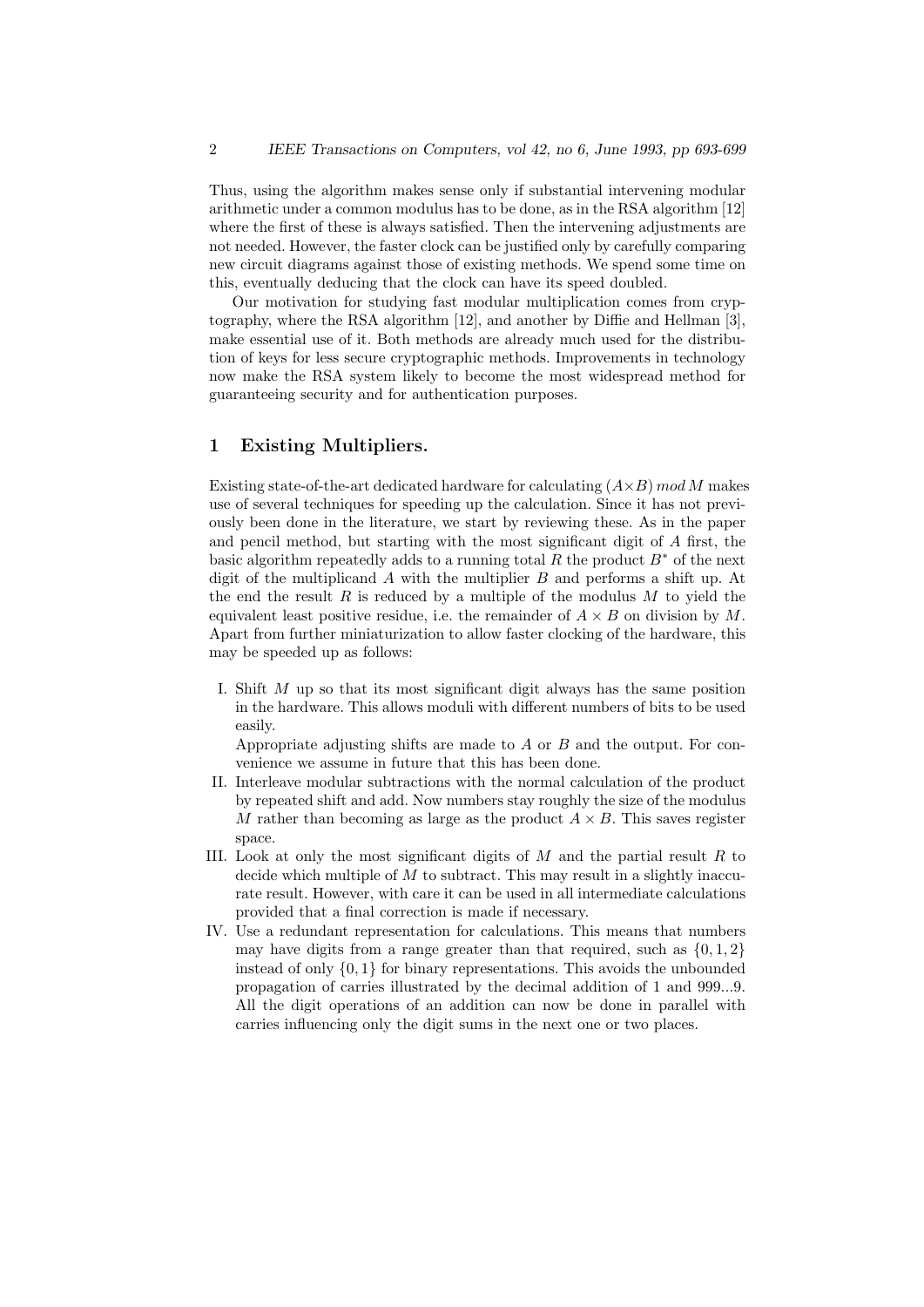Thus, using the algorithm makes sense only if substantial intervening modular arithmetic under a common modulus has to be done, as in the RSA algorithm [12] where the first of these is always satisfied. Then the intervening adjustments are not needed. However, the faster clock can be justified only by carefully comparing new circuit diagrams against those of existing methods. We spend some time on this, eventually deducing that the clock can have its speed doubled.

Our motivation for studying fast modular multiplication comes from cryptography, where the RSA algorithm [12], and another by Diffie and Hellman [3], make essential use of it. Both methods are already much used for the distribution of keys for less secure cryptographic methods. Improvements in technology now make the RSA system likely to become the most widespread method for guaranteeing security and for authentication purposes.

## 1 Existing Multipliers.

Existing state-of-the-art dedicated hardware for calculating $(A{\times}B)\ mod\ M$ makes use of several techniques for speeding up the calculation. Since it has not previously been done in the literature, we start by reviewing these. As in the paper and pencil method, but starting with the most significant digit of $A$ first, the basic algorithm repeatedly adds to a running total $R$ the product $B^*$ of the next digit of the multiplicand $A$ with the multiplier $B$ and performs a shift up. At the end the result $R$ is reduced by a multiple of the modulus $M$ to yield the equivalent least positive residue, i.e. the remainder of $A \times B$ on division by $M$. Apart from further miniaturization to allow faster clocking of the hardware, this may be speeded up as follows:

I. Shift $M$ up so that its most significant digit always has the same position in the hardware. This allows moduli with different numbers of bits to be used easily.

   Appropriate adjusting shifts are made to $A$ or $B$ and the output. For convenience we assume in future that this has been done.

II. Interleave modular subtractions with the normal calculation of the product by repeated shift and add. Now numbers stay roughly the size of the modulus $M$ rather than becoming as large as the product $A \times B$. This saves register space.

III. Look at only the most significant digits of $M$ and the partial result $R$ to decide which multiple of $M$ to subtract. This may result in a slightly inaccurate result. However, with care it can be used in all intermediate calculations provided that a final correction is made if necessary.

IV. Use a redundant representation for calculations. This means that numbers may have digits from a range greater than that required, such as $\{0, 1, 2\}$ instead of only $\{0, 1\}$ for binary representations. This avoids the unbounded propagation of carries illustrated by the decimal addition of 1 and 999...9. All the digit operations of an addition can now be done in parallel with carries influencing only the digit sums in the next one or two places.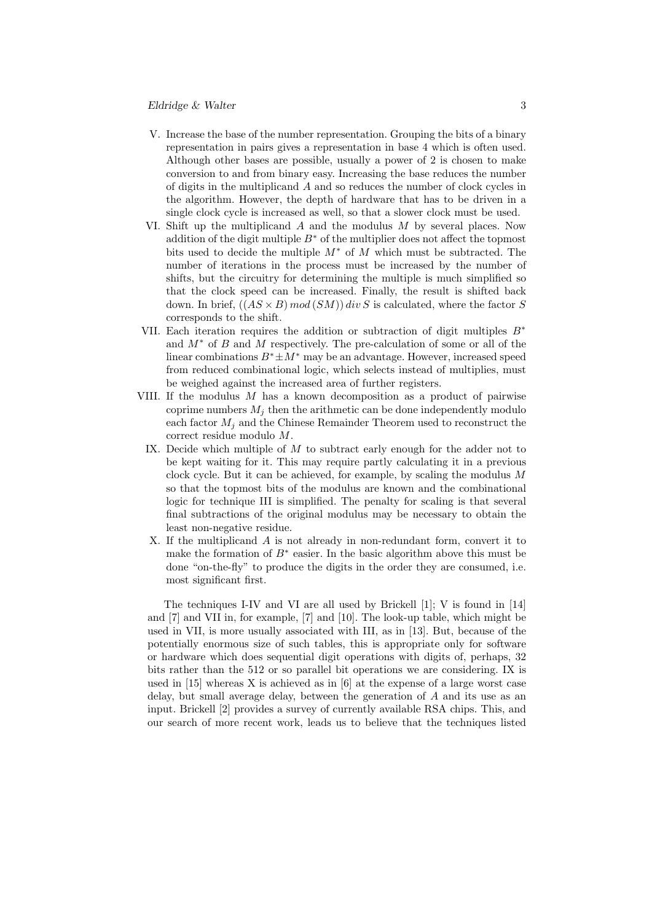V. Increase the base of the number representation. Grouping the bits of a binary representation in pairs gives a representation in base 4 which is often used. Although other bases are possible, usually a power of 2 is chosen to make conversion to and from binary easy. Increasing the base reduces the number of digits in the multiplicand $A$ and so reduces the number of clock cycles in the algorithm. However, the depth of hardware that has to be driven in a single clock cycle is increased as well, so that a slower clock must be used.

VI. Shift up the multiplicand $A$ and the modulus $M$ by several places. Now addition of the digit multiple $B^*$ of the multiplier does not affect the topmost bits used to decide the multiple $M^*$ of $M$ which must be subtracted. The number of iterations in the process must be increased by the number of shifts, but the circuitry for determining the multiple is much simplified so that the clock speed can be increased. Finally, the result is shifted back down. In brief, $((AS \times B) \, mod \, (SM)) \, div \, S$ is calculated, where the factor $S$ corresponds to the shift.

VII. Each iteration requires the addition or subtraction of digit multiples $B^*$ and $M^*$ of $B$ and $M$ respectively. The pre-calculation of some or all of the linear combinations $B^* \pm M^*$ may be an advantage. However, increased speed from reduced combinational logic, which selects instead of multiplies, must be weighed against the increased area of further registers.

VIII. If the modulus $M$ has a known decomposition as a product of pairwise coprime numbers $M_j$ then the arithmetic can be done independently modulo each factor $M_j$ and the Chinese Remainder Theorem used to reconstruct the correct residue modulo $M$.

IX. Decide which multiple of $M$ to subtract early enough for the adder not to be kept waiting for it. This may require partly calculating it in a previous clock cycle. But it can be achieved, for example, by scaling the modulus $M$ so that the topmost bits of the modulus are known and the combinational logic for technique III is simplified. The penalty for scaling is that several final subtractions of the original modulus may be necessary to obtain the least non-negative residue.

X. If the multiplicand $A$ is not already in non-redundant form, convert it to make the formation of $B^*$ easier. In the basic algorithm above this must be done "on-the-fly" to produce the digits in the order they are consumed, i.e. most significant first.

The techniques I-IV and VI are all used by Brickell [1]; V is found in [14] and [7] and VII in, for example, [7] and [10]. The look-up table, which might be used in VII, is more usually associated with III, as in [13]. But, because of the potentially enormous size of such tables, this is appropriate only for software or hardware which does sequential digit operations with digits of, perhaps, 32 bits rather than the 512 or so parallel bit operations we are considering. IX is used in [15] whereas X is achieved as in [6] at the expense of a large worst case delay, but small average delay, between the generation of $A$ and its use as an input. Brickell [2] provides a survey of currently available RSA chips. This, and our search of more recent work, leads us to believe that the techniques listed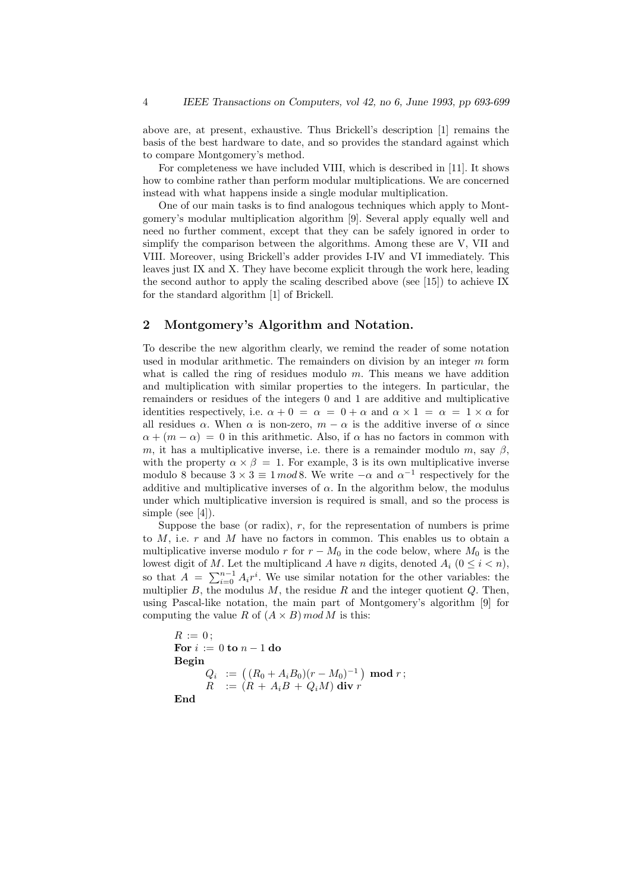above are, at present, exhaustive. Thus Brickell's description [1] remains the basis of the best hardware to date, and so provides the standard against which to compare Montgomery's method.

For completeness we have included VIII, which is described in [11]. It shows how to combine rather than perform modular multiplications. We are concerned instead with what happens inside a single modular multiplication.

One of our main tasks is to find analogous techniques which apply to Montgomery's modular multiplication algorithm [9]. Several apply equally well and need no further comment, except that they can be safely ignored in order to simplify the comparison between the algorithms. Among these are V, VII and VIII. Moreover, using Brickell's adder provides I-IV and VI immediately. This leaves just IX and X. They have become explicit through the work here, leading the second author to apply the scaling described above (see [15]) to achieve IX for the standard algorithm [1] of Brickell.

## 2 Montgomery's Algorithm and Notation.

To describe the new algorithm clearly, we remind the reader of some notation used in modular arithmetic. The remainders on division by an integer $m$ form what is called the ring of residues modulo $m$. This means we have addition and multiplication with similar properties to the integers. In particular, the remainders or residues of the integers 0 and 1 are additive and multiplicative identities respectively, i.e. $\alpha + 0 = \alpha = 0 + \alpha$ and $\alpha \times 1 = \alpha = 1 \times \alpha$ for all residues $\alpha$. When $\alpha$ is non-zero, $m - \alpha$ is the additive inverse of $\alpha$ since $\alpha + (m - \alpha) = 0$ in this arithmetic. Also, if $\alpha$ has no factors in common with $m$, it has a multiplicative inverse, i.e. there is a remainder modulo $m$, say $\beta$, with the property $\alpha \times \beta = 1$. For example, 3 is its own multiplicative inverse modulo 8 because $3 \times 3 \equiv 1 \, mod\, 8$. We write $-\alpha$ and $\alpha^{-1}$ respectively for the additive and multiplicative inverses of $\alpha$. In the algorithm below, the modulus under which multiplicative inversion is required is small, and so the process is simple (see [4]).

Suppose the base (or radix), $r$, for the representation of numbers is prime to $M$, i.e. $r$ and $M$ have no factors in common. This enables us to obtain a multiplicative inverse modulo $r$ for $r - M_0$ in the code below, where $M_0$ is the lowest digit of $M$. Let the multiplicand $A$ have $n$ digits, denoted $A_i$ $(0 \leq i < n)$, so that $A = \sum_{i=0}^{n-1} A_i r^i$. We use similar notation for the other variables: the multiplier $B$, the modulus $M$, the residue $R$ and the integer quotient $Q$. Then, using Pascal-like notation, the main part of Montgomery's algorithm [9] for computing the value $R$ of $(A \times B)\, mod\, M$ is this:

$$
\begin{array}{l}
R := 0\,; \\
\textbf{For } i := 0 \textbf{ to } n-1 \textbf{ do} \\
\textbf{Begin} \\
\qquad Q_i \ := \big( (R_0 + A_i B_0)(r - M_0)^{-1} \big) \textbf{ mod } r\,; \\
\qquad R \ \ := (R + A_i B + Q_i M) \textbf{ div } r \\
\textbf{End}
\end{array}
$$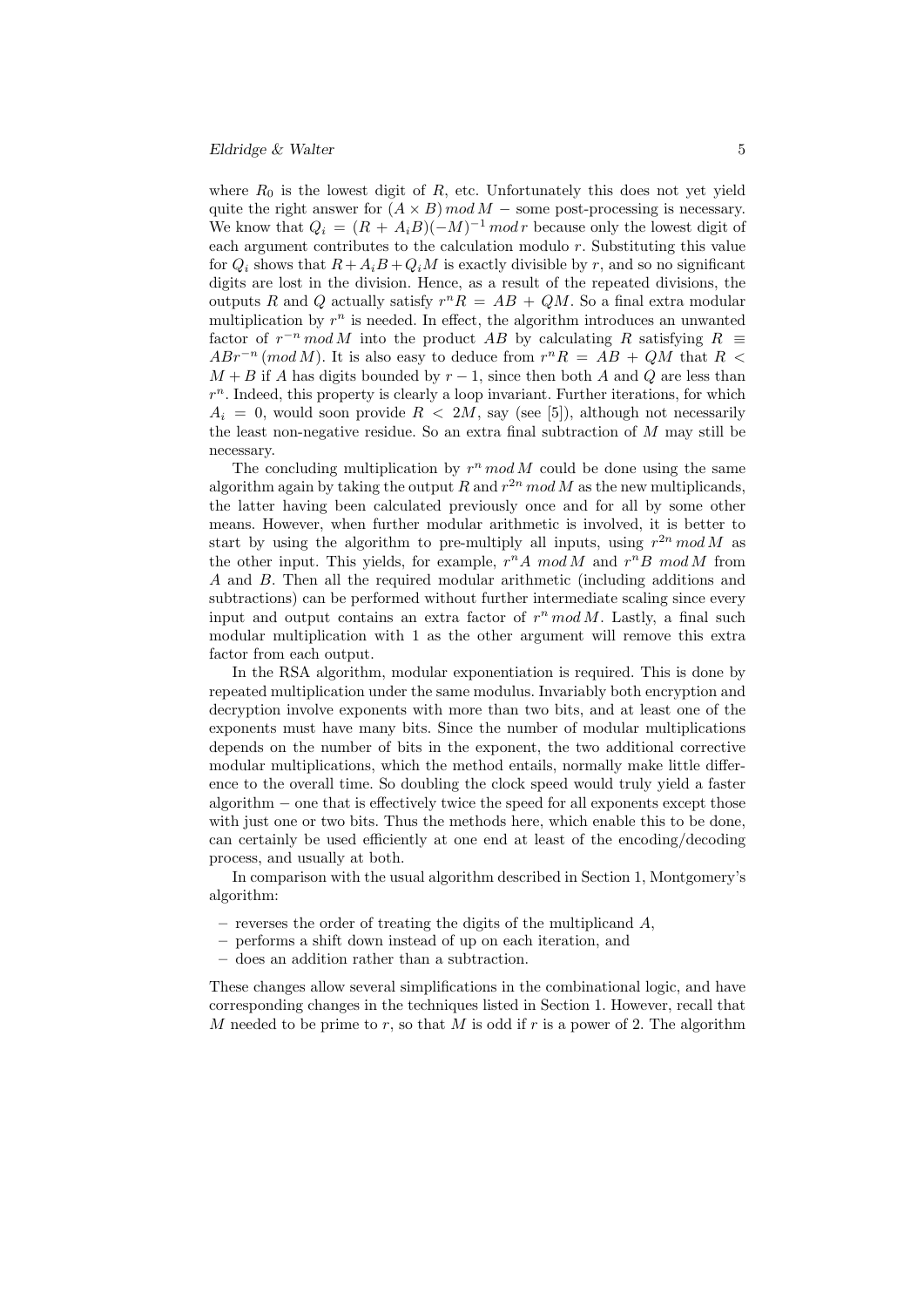where $R_0$ is the lowest digit of $R$, etc. Unfortunately this does not yet yield quite the right answer for $(A \times B) \, mod \, M$ − some post-processing is necessary. We know that $Q_i = (R + A_i B)(-M)^{-1} \, mod \, r$ because only the lowest digit of each argument contributes to the calculation modulo $r$. Substituting this value for $Q_i$ shows that $R + A_i B + Q_i M$ is exactly divisible by $r$, and so no significant digits are lost in the division. Hence, as a result of the repeated divisions, the outputs $R$ and $Q$ actually satisfy $r^n R = AB + QM$. So a final extra modular multiplication by $r^n$ is needed. In effect, the algorithm introduces an unwanted factor of $r^{-n} \, mod \, M$ into the product $AB$ by calculating $R$ satisfying $R \equiv ABr^{-n} \, (mod \, M)$. It is also easy to deduce from $r^n R = AB + QM$ that $R < M + B$ if $A$ has digits bounded by $r - 1$, since then both $A$ and $Q$ are less than $r^n$. Indeed, this property is clearly a loop invariant. Further iterations, for which $A_i = 0$, would soon provide $R < 2M$, say (see [5]), although not necessarily the least non-negative residue. So an extra final subtraction of $M$ may still be necessary.

The concluding multiplication by $r^n \, mod \, M$ could be done using the same algorithm again by taking the output $R$ and $r^{2n} \, mod \, M$ as the new multiplicands, the latter having been calculated previously once and for all by some other means. However, when further modular arithmetic is involved, it is better to start by using the algorithm to pre-multiply all inputs, using $r^{2n} \, mod \, M$ as the other input. This yields, for example, $r^n A \; mod \, M$ and $r^n B \; mod \, M$ from $A$ and $B$. Then all the required modular arithmetic (including additions and subtractions) can be performed without further intermediate scaling since every input and output contains an extra factor of $r^n \, mod \, M$. Lastly, a final such modular multiplication with 1 as the other argument will remove this extra factor from each output.

In the RSA algorithm, modular exponentiation is required. This is done by repeated multiplication under the same modulus. Invariably both encryption and decryption involve exponents with more than two bits, and at least one of the exponents must have many bits. Since the number of modular multiplications depends on the number of bits in the exponent, the two additional corrective modular multiplications, which the method entails, normally make little difference to the overall time. So doubling the clock speed would truly yield a faster algorithm − one that is effectively twice the speed for all exponents except those with just one or two bits. Thus the methods here, which enable this to be done, can certainly be used efficiently at one end at least of the encoding/decoding process, and usually at both.

In comparison with the usual algorithm described in Section 1, Montgomery's algorithm:

- reverses the order of treating the digits of the multiplicand $A$,
- performs a shift down instead of up on each iteration, and
- does an addition rather than a subtraction.

These changes allow several simplifications in the combinational logic, and have corresponding changes in the techniques listed in Section 1. However, recall that $M$ needed to be prime to $r$, so that $M$ is odd if $r$ is a power of 2. The algorithm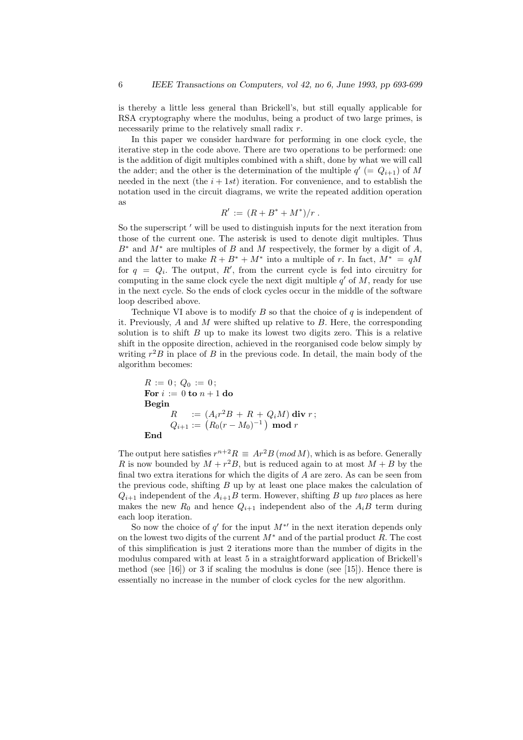is thereby a little less general than Brickell's, but still equally applicable for RSA cryptography where the modulus, being a product of two large primes, is necessarily prime to the relatively small radix $r$.

In this paper we consider hardware for performing in one clock cycle, the iterative step in the code above. There are two operations to be performed: one is the addition of digit multiples combined with a shift, done by what we will call the adder; and the other is the determination of the multiple $q'$ ($= Q_{i+1}$) of $M$ needed in the next (the $i+1st$) iteration. For convenience, and to establish the notation used in the circuit diagrams, we write the repeated addition operation as

$$R' := (R + B^* + M^*)/r\ .$$

So the superscript $'$ will be used to distinguish inputs for the next iteration from those of the current one. The asterisk is used to denote digit multiples. Thus $B^*$ and $M^*$ are multiples of $B$ and $M$ respectively, the former by a digit of $A$, and the latter to make $R + B^* + M^*$ into a multiple of $r$. In fact, $M^* = qM$ for $q = Q_i$. The output, $R'$, from the current cycle is fed into circuitry for computing in the same clock cycle the next digit multiple $q'$ of $M$, ready for use in the next cycle. So the ends of clock cycles occur in the middle of the software loop described above.

Technique VI above is to modify $B$ so that the choice of $q$ is independent of it. Previously, $A$ and $M$ were shifted up relative to $B$. Here, the corresponding solution is to shift $B$ up to make its lowest two digits zero. This is a relative shift in the opposite direction, achieved in the reorganised code below simply by writing $r^2B$ in place of $B$ in the previous code. In detail, the main body of the algorithm becomes:

$R := 0\,;\ Q_0 := 0\,;$
**For** $i := 0$ **to** $n+1$ **do**
**Begin**
  $R \quad := (A_i r^2 B + R + Q_i M)$ **div** $r\,;$
  $Q_{i+1} := \left(R_0(r - M_0)^{-1}\right)$ **mod** $r$
**End**

The output here satisfies $r^{n+2}R \equiv Ar^2B\,(mod\,M)$, which is as before. Generally $R$ is now bounded by $M + r^2B$, but is reduced again to at most $M + B$ by the final two extra iterations for which the digits of $A$ are zero. As can be seen from the previous code, shifting $B$ up by at least one place makes the calculation of $Q_{i+1}$ independent of the $A_{i+1}B$ term. However, shifting $B$ up *two* places as here makes the new $R_0$ and hence $Q_{i+1}$ independent also of the $A_iB$ term during each loop iteration.

So now the choice of $q'$ for the input $M^{*\prime}$ in the next iteration depends only on the lowest two digits of the current $M^*$ and of the partial product $R$. The cost of this simplification is just 2 iterations more than the number of digits in the modulus compared with at least 5 in a straightforward application of Brickell's method (see [16]) or 3 if scaling the modulus is done (see [15]). Hence there is essentially no increase in the number of clock cycles for the new algorithm.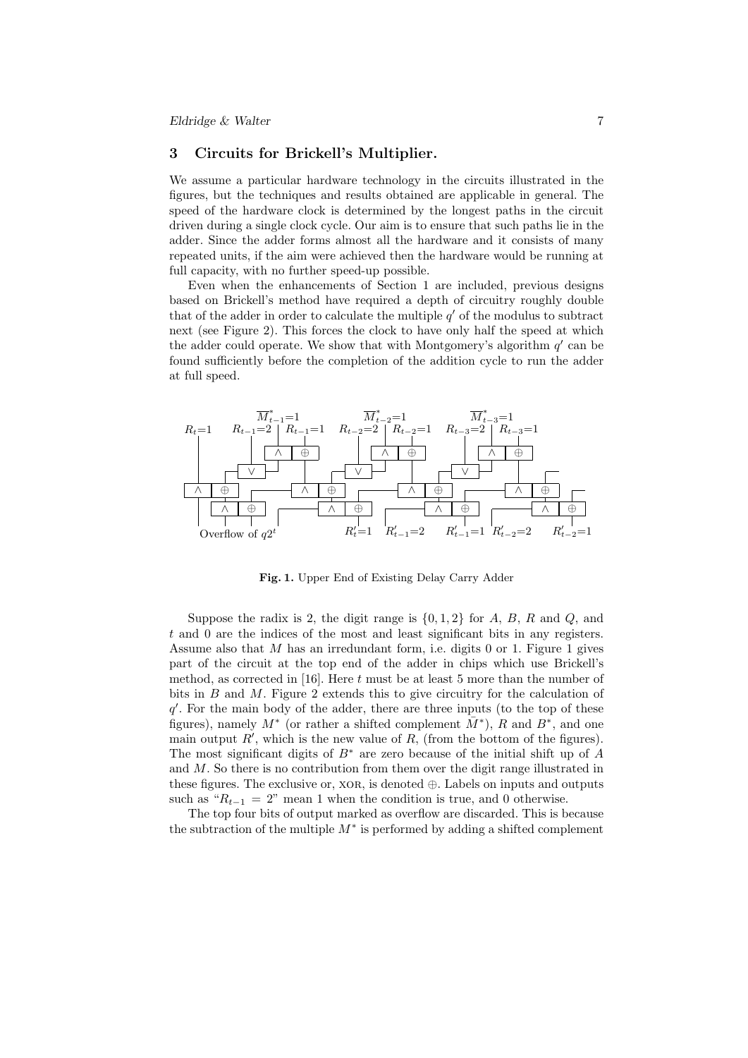## 3 Circuits for Brickell's Multiplier.

We assume a particular hardware technology in the circuits illustrated in the figures, but the techniques and results obtained are applicable in general. The speed of the hardware clock is determined by the longest paths in the circuit driven during a single clock cycle. Our aim is to ensure that such paths lie in the adder. Since the adder forms almost all the hardware and it consists of many repeated units, if the aim were achieved then the hardware would be running at full capacity, with no further speed-up possible.

Even when the enhancements of Section 1 are included, previous designs based on Brickell's method have required a depth of circuitry roughly double that of the adder in order to calculate the multiple $q'$ of the modulus to subtract next (see Figure 2). This forces the clock to have only half the speed at which the adder could operate. We show that with Montgomery's algorithm $q'$ can be found sufficiently before the completion of the addition cycle to run the adder at full speed.

**Fig. 1.** Upper End of Existing Delay Carry Adder

Suppose the radix is 2, the digit range is $\{0, 1, 2\}$ for $A$, $B$, $R$ and $Q$, and $t$ and 0 are the indices of the most and least significant bits in any registers. Assume also that $M$ has an irredundant form, i.e. digits 0 or 1. Figure 1 gives part of the circuit at the top end of the adder in chips which use Brickell's method, as corrected in [16]. Here $t$ must be at least 5 more than the number of bits in $B$ and $M$. Figure 2 extends this to give circuitry for the calculation of $q'$. For the main body of the adder, there are three inputs (to the top of these figures), namely $M^*$ (or rather a shifted complement $\bar{M}^*$), $R$ and $B^*$, and one main output $R'$, which is the new value of $R$, (from the bottom of the figures). The most significant digits of $B^*$ are zero because of the initial shift up of $A$ and $M$. So there is no contribution from them over the digit range illustrated in these figures. The exclusive or, XOR, is denoted $\oplus$. Labels on inputs and outputs such as "$R_{t-1} = 2$" mean 1 when the condition is true, and 0 otherwise.

The top four bits of output marked as overflow are discarded. This is because the subtraction of the multiple $M^*$ is performed by adding a shifted complement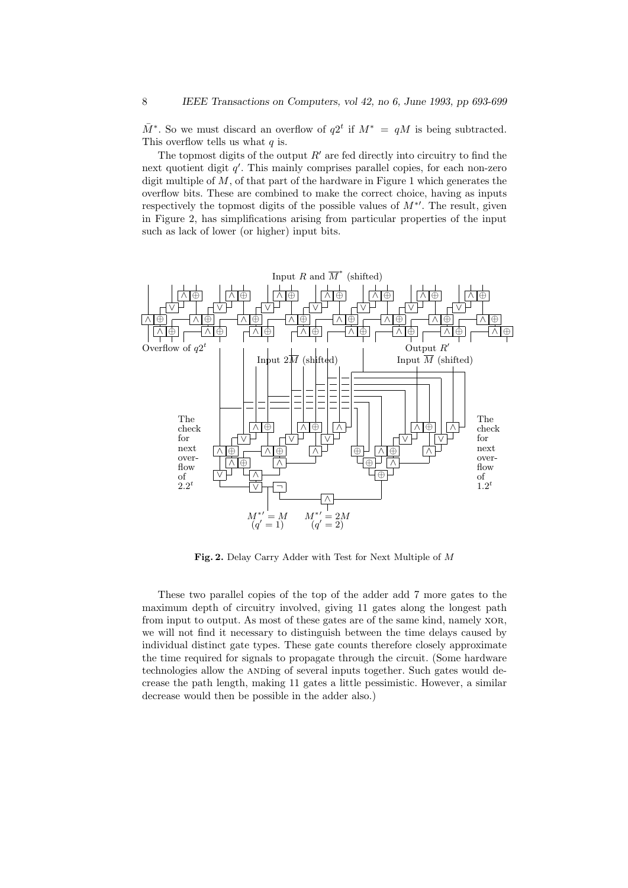$\bar{M}^*$. So we must discard an overflow of $q2^t$ if $M^* = qM$ is being subtracted. This overflow tells us what $q$ is.

The topmost digits of the output $R'$ are fed directly into circuitry to find the next quotient digit $q'$. This mainly comprises parallel copies, for each non-zero digit multiple of $M$, of that part of the hardware in Figure 1 which generates the overflow bits. These are combined to make the correct choice, having as inputs respectively the topmost digits of the possible values of $M^{*\prime}$. The result, given in Figure 2, has simplifications arising from particular properties of the input such as lack of lower (or higher) input bits.

**Fig. 2.** Delay Carry Adder with Test for Next Multiple of $M$

These two parallel copies of the top of the adder add 7 more gates to the maximum depth of circuitry involved, giving 11 gates along the longest path from input to output. As most of these gates are of the same kind, namely XOR, we will not find it necessary to distinguish between the time delays caused by individual distinct gate types. These gate counts therefore closely approximate the time required for signals to propagate through the circuit. (Some hardware technologies allow the ANDing of several inputs together. Such gates would decrease the path length, making 11 gates a little pessimistic. However, a similar decrease would then be possible in the adder also.)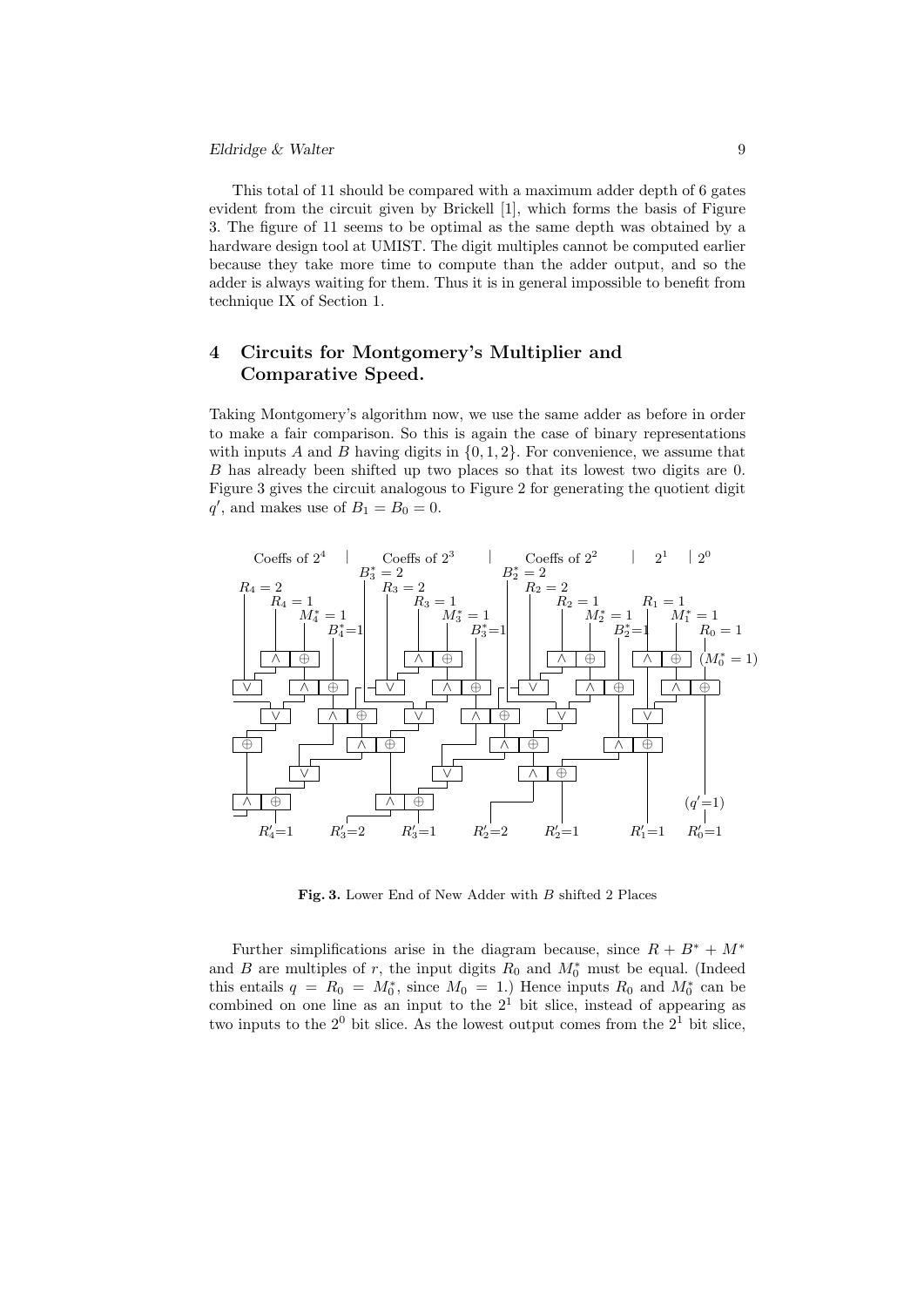This total of 11 should be compared with a maximum adder depth of 6 gates evident from the circuit given by Brickell [1], which forms the basis of Figure 3. The figure of 11 seems to be optimal as the same depth was obtained by a hardware design tool at UMIST. The digit multiples cannot be computed earlier because they take more time to compute than the adder output, and so the adder is always waiting for them. Thus it is in general impossible to benefit from technique IX of Section 1.

## 4 Circuits for Montgomery's Multiplier and Comparative Speed.

Taking Montgomery's algorithm now, we use the same adder as before in order to make a fair comparison. So this is again the case of binary representations with inputs $A$ and $B$ having digits in $\{0, 1, 2\}$. For convenience, we assume that $B$ has already been shifted up two places so that its lowest two digits are 0. Figure 3 gives the circuit analogous to Figure 2 for generating the quotient digit $q'$, and makes use of $B_1 = B_0 = 0$.

**Fig. 3.** Lower End of New Adder with $B$ shifted 2 Places

Further simplifications arise in the diagram because, since $R + B^* + M^*$ and $B$ are multiples of $r$, the input digits $R_0$ and $M_0^*$ must be equal. (Indeed this entails $q = R_0 = M_0^*$, since $M_0 = 1$.) Hence inputs $R_0$ and $M_0^*$ can be combined on one line as an input to the $2^1$ bit slice, instead of appearing as two inputs to the $2^0$ bit slice. As the lowest output comes from the $2^1$ bit slice,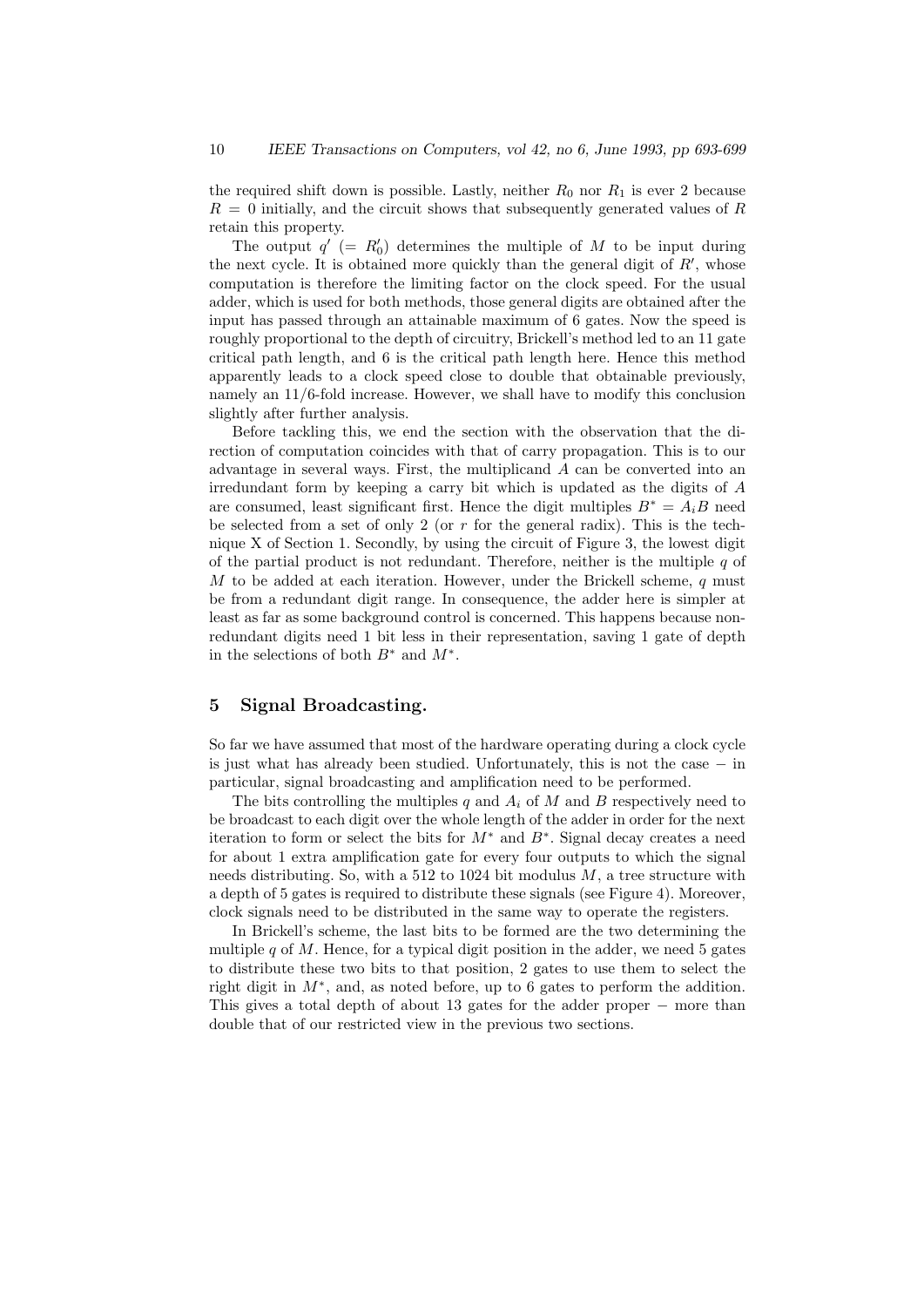the required shift down is possible. Lastly, neither $R_0$ nor $R_1$ is ever 2 because $R = 0$ initially, and the circuit shows that subsequently generated values of $R$ retain this property.

The output $q'$ $(= R'_0)$ determines the multiple of $M$ to be input during the next cycle. It is obtained more quickly than the general digit of $R'$, whose computation is therefore the limiting factor on the clock speed. For the usual adder, which is used for both methods, those general digits are obtained after the input has passed through an attainable maximum of 6 gates. Now the speed is roughly proportional to the depth of circuitry, Brickell's method led to an 11 gate critical path length, and 6 is the critical path length here. Hence this method apparently leads to a clock speed close to double that obtainable previously, namely an 11/6-fold increase. However, we shall have to modify this conclusion slightly after further analysis.

Before tackling this, we end the section with the observation that the direction of computation coincides with that of carry propagation. This is to our advantage in several ways. First, the multiplicand $A$ can be converted into an irredundant form by keeping a carry bit which is updated as the digits of $A$ are consumed, least significant first. Hence the digit multiples $B^* = A_iB$ need be selected from a set of only 2 (or $r$ for the general radix). This is the technique X of Section 1. Secondly, by using the circuit of Figure 3, the lowest digit of the partial product is not redundant. Therefore, neither is the multiple $q$ of $M$ to be added at each iteration. However, under the Brickell scheme, $q$ must be from a redundant digit range. In consequence, the adder here is simpler at least as far as some background control is concerned. This happens because non-redundant digits need 1 bit less in their representation, saving 1 gate of depth in the selections of both $B^*$ and $M^*$.

## 5 Signal Broadcasting.

So far we have assumed that most of the hardware operating during a clock cycle is just what has already been studied. Unfortunately, this is not the case − in particular, signal broadcasting and amplification need to be performed.

The bits controlling the multiples $q$ and $A_i$ of $M$ and $B$ respectively need to be broadcast to each digit over the whole length of the adder in order for the next iteration to form or select the bits for $M^*$ and $B^*$. Signal decay creates a need for about 1 extra amplification gate for every four outputs to which the signal needs distributing. So, with a 512 to 1024 bit modulus $M$, a tree structure with a depth of 5 gates is required to distribute these signals (see Figure 4). Moreover, clock signals need to be distributed in the same way to operate the registers.

In Brickell's scheme, the last bits to be formed are the two determining the multiple $q$ of $M$. Hence, for a typical digit position in the adder, we need 5 gates to distribute these two bits to that position, 2 gates to use them to select the right digit in $M^*$, and, as noted before, up to 6 gates to perform the addition. This gives a total depth of about 13 gates for the adder proper − more than double that of our restricted view in the previous two sections.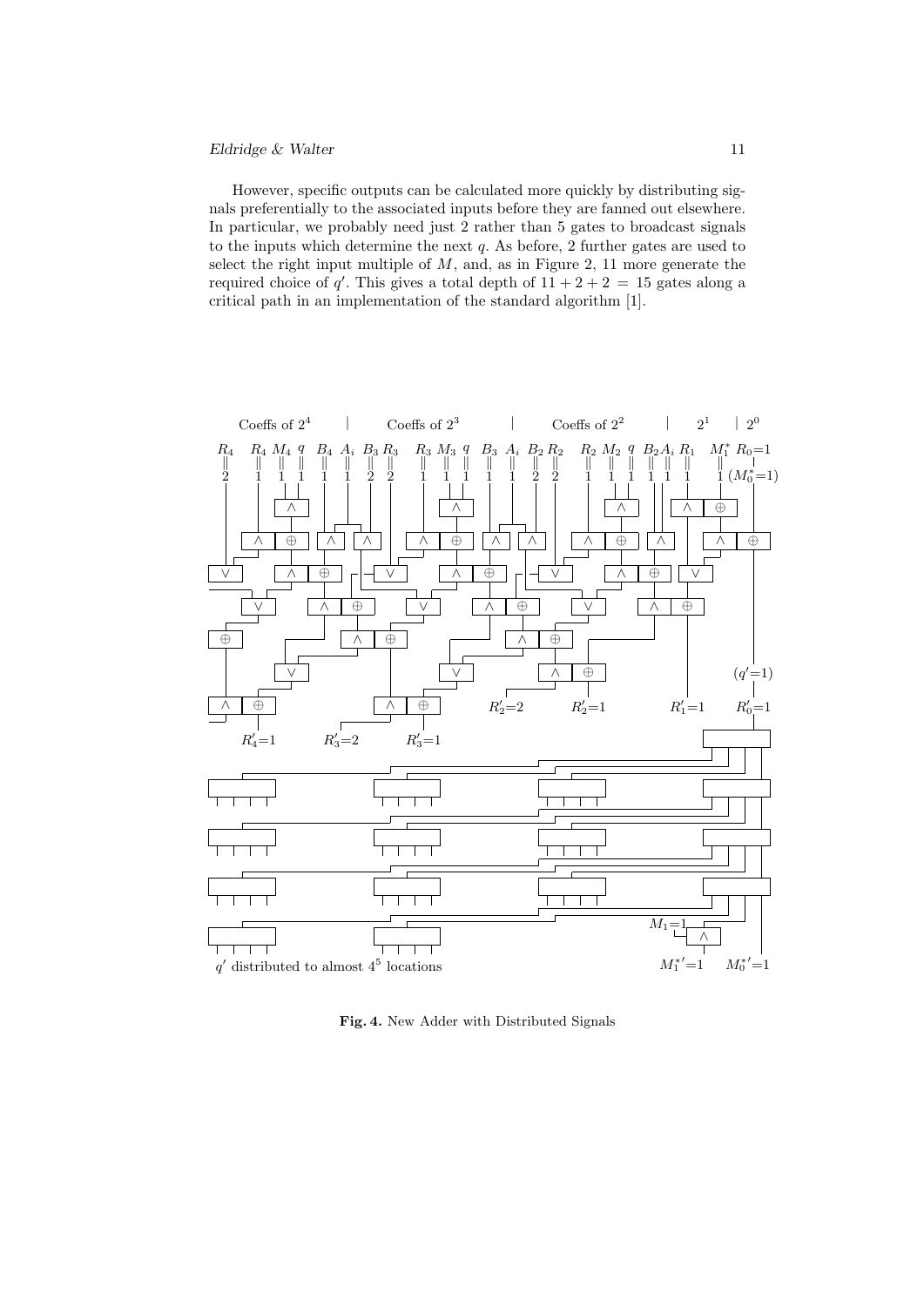However, specific outputs can be calculated more quickly by distributing signals preferentially to the associated inputs before they are fanned out elsewhere. In particular, we probably need just 2 rather than 5 gates to broadcast signals to the inputs which determine the next $q$. As before, 2 further gates are used to select the right input multiple of $M$, and, as in Figure 2, 11 more generate the required choice of $q'$. This gives a total depth of $11 + 2 + 2 = 15$ gates along a critical path in an implementation of the standard algorithm [1].

**Fig. 4.** New Adder with Distributed Signals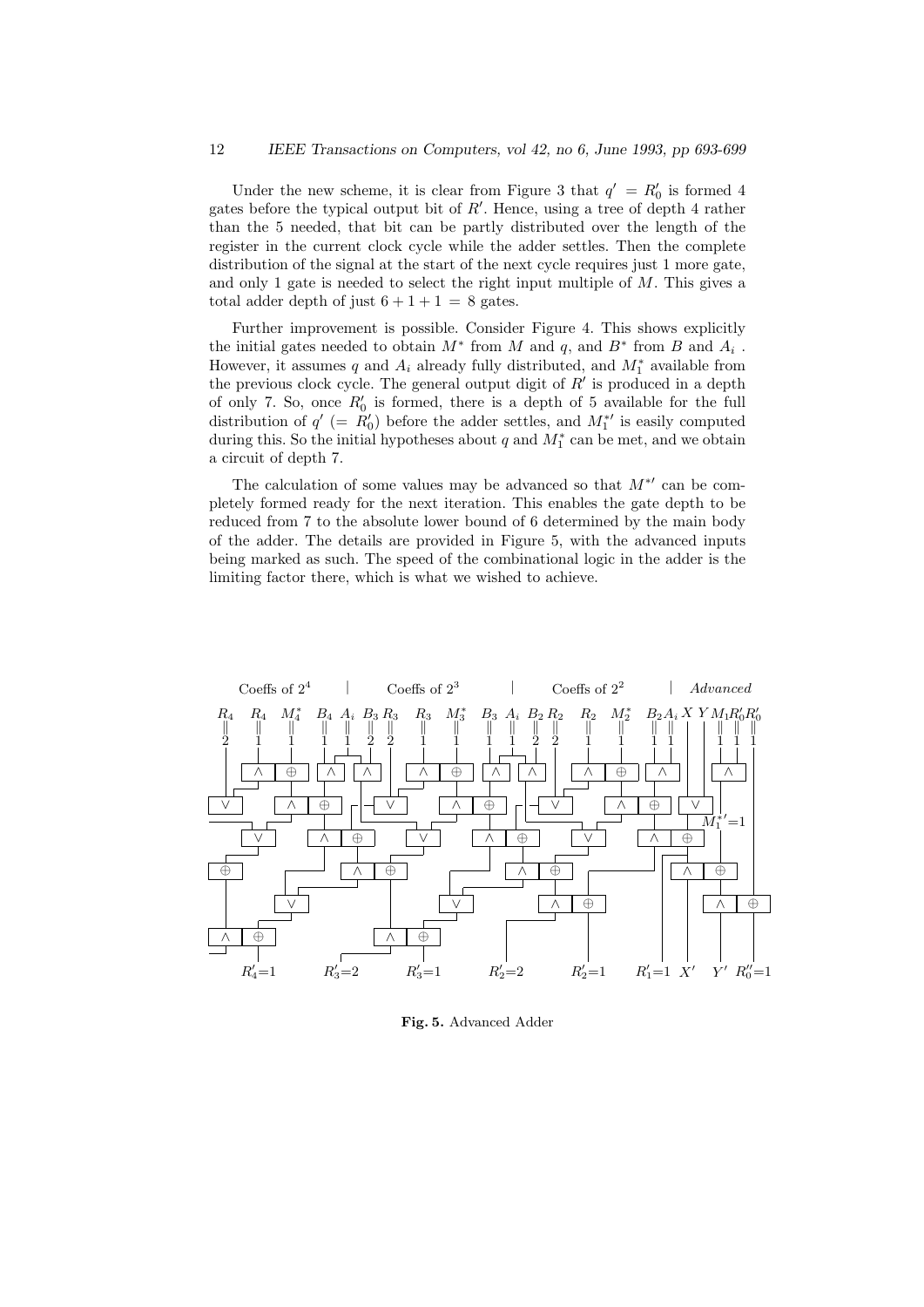Under the new scheme, it is clear from Figure 3 that $q' = R'_0$ is formed 4 gates before the typical output bit of $R'$. Hence, using a tree of depth 4 rather than the 5 needed, that bit can be partly distributed over the length of the register in the current clock cycle while the adder settles. Then the complete distribution of the signal at the start of the next cycle requires just 1 more gate, and only 1 gate is needed to select the right input multiple of $M$. This gives a total adder depth of just $6 + 1 + 1 = 8$ gates.

Further improvement is possible. Consider Figure 4. This shows explicitly the initial gates needed to obtain $M^*$ from $M$ and $q$, and $B^*$ from $B$ and $A_i$. However, it assumes $q$ and $A_i$ already fully distributed, and $M_1^*$ available from the previous clock cycle. The general output digit of $R'$ is produced in a depth of only 7. So, once $R'_0$ is formed, there is a depth of 5 available for the full distribution of $q'$ $(= R'_0)$ before the adder settles, and $M_1^{*\prime}$ is easily computed during this. So the initial hypotheses about $q$ and $M_1^*$ can be met, and we obtain a circuit of depth 7.

The calculation of some values may be advanced so that $M^{*\prime}$ can be completely formed ready for the next iteration. This enables the gate depth to be reduced from 7 to the absolute lower bound of 6 determined by the main body of the adder. The details are provided in Figure 5, with the advanced inputs being marked as such. The speed of the combinational logic in the adder is the limiting factor there, which is what we wished to achieve.

**Fig. 5.** Advanced Adder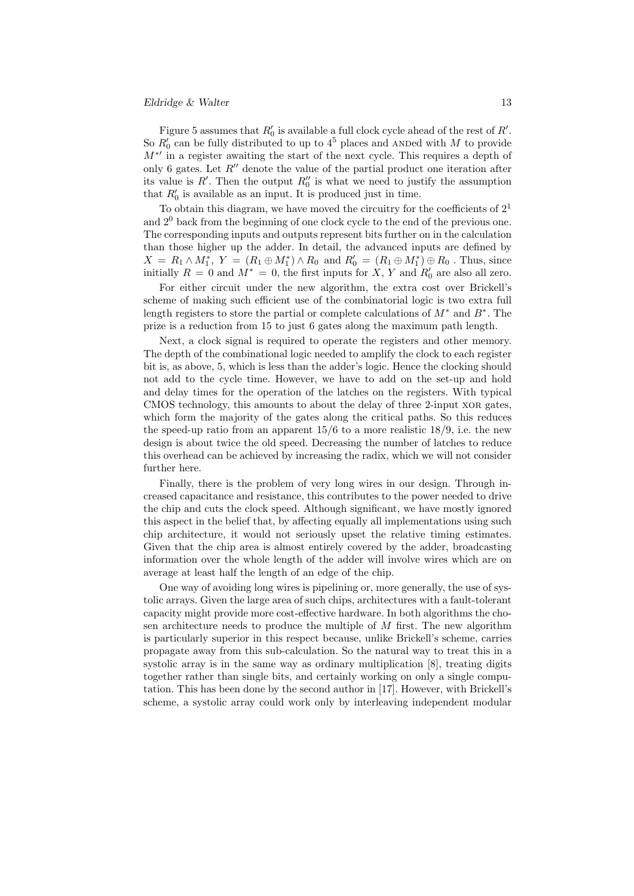Figure 5 assumes that $R'_0$ is available a full clock cycle ahead of the rest of $R'$. So $R'_0$ can be fully distributed to up to $4^5$ places and ANDed with $M$ to provide $M^{*\prime}$ in a register awaiting the start of the next cycle. This requires a depth of only 6 gates. Let $R''$ denote the value of the partial product one iteration after its value is $R'$. Then the output $R''_0$ is what we need to justify the assumption that $R'_0$ is available as an input. It is produced just in time.

To obtain this diagram, we have moved the circuitry for the coefficients of $2^1$ and $2^0$ back from the beginning of one clock cycle to the end of the previous one. The corresponding inputs and outputs represent bits further on in the calculation than those higher up the adder. In detail, the advanced inputs are defined by $X = R_1 \wedge M_1^*$, $Y = (R_1 \oplus M_1^*) \wedge R_0$ and $R'_0 = (R_1 \oplus M_1^*) \oplus R_0$ . Thus, since initially $R = 0$ and $M^* = 0$, the first inputs for $X$, $Y$ and $R'_0$ are also all zero.

For either circuit under the new algorithm, the extra cost over Brickell's scheme of making such efficient use of the combinatorial logic is two extra full length registers to store the partial or complete calculations of $M^*$ and $B^*$. The prize is a reduction from 15 to just 6 gates along the maximum path length.

Next, a clock signal is required to operate the registers and other memory. The depth of the combinational logic needed to amplify the clock to each register bit is, as above, 5, which is less than the adder's logic. Hence the clocking should not add to the cycle time. However, we have to add on the set-up and hold and delay times for the operation of the latches on the registers. With typical CMOS technology, this amounts to about the delay of three 2-input XOR gates, which form the majority of the gates along the critical paths. So this reduces the speed-up ratio from an apparent $15/6$ to a more realistic $18/9$, i.e. the new design is about twice the old speed. Decreasing the number of latches to reduce this overhead can be achieved by increasing the radix, which we will not consider further here.

Finally, there is the problem of very long wires in our design. Through increased capacitance and resistance, this contributes to the power needed to drive the chip and cuts the clock speed. Although significant, we have mostly ignored this aspect in the belief that, by affecting equally all implementations using such chip architecture, it would not seriously upset the relative timing estimates. Given that the chip area is almost entirely covered by the adder, broadcasting information over the whole length of the adder will involve wires which are on average at least half the length of an edge of the chip.

One way of avoiding long wires is pipelining or, more generally, the use of systolic arrays. Given the large area of such chips, architectures with a fault-tolerant capacity might provide more cost-effective hardware. In both algorithms the chosen architecture needs to produce the multiple of $M$ first. The new algorithm is particularly superior in this respect because, unlike Brickell's scheme, carries propagate away from this sub-calculation. So the natural way to treat this in a systolic array is in the same way as ordinary multiplication [8], treating digits together rather than single bits, and certainly working on only a single computation. This has been done by the second author in [17]. However, with Brickell's scheme, a systolic array could work only by interleaving independent modular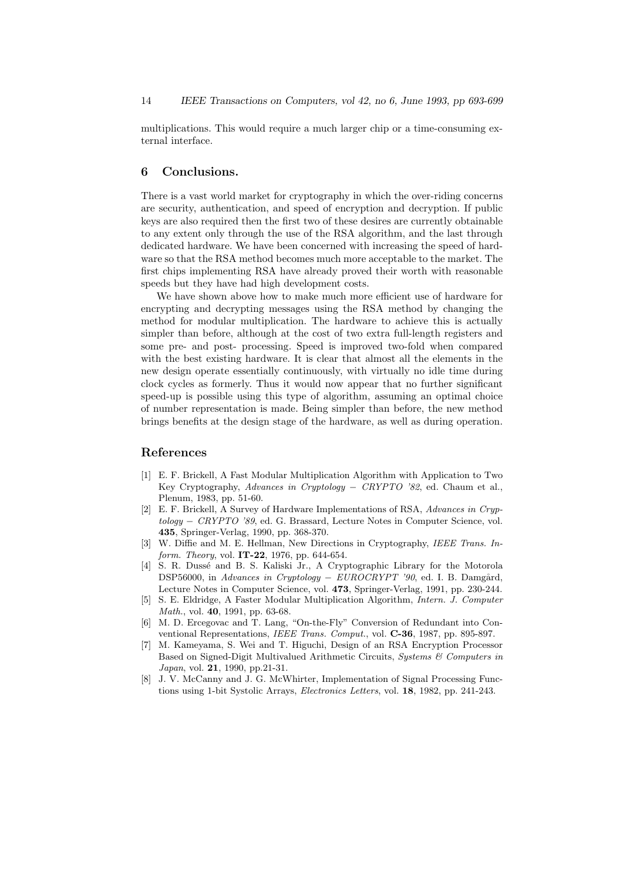multiplications. This would require a much larger chip or a time-consuming external interface.

## 6 Conclusions.

There is a vast world market for cryptography in which the over-riding concerns are security, authentication, and speed of encryption and decryption. If public keys are also required then the first two of these desires are currently obtainable to any extent only through the use of the RSA algorithm, and the last through dedicated hardware. We have been concerned with increasing the speed of hardware so that the RSA method becomes much more acceptable to the market. The first chips implementing RSA have already proved their worth with reasonable speeds but they have had high development costs.

We have shown above how to make much more efficient use of hardware for encrypting and decrypting messages using the RSA method by changing the method for modular multiplication. The hardware to achieve this is actually simpler than before, although at the cost of two extra full-length registers and some pre- and post- processing. Speed is improved two-fold when compared with the best existing hardware. It is clear that almost all the elements in the new design operate essentially continuously, with virtually no idle time during clock cycles as formerly. Thus it would now appear that no further significant speed-up is possible using this type of algorithm, assuming an optimal choice of number representation is made. Being simpler than before, the new method brings benefits at the design stage of the hardware, as well as during operation.

## References

[1] E. F. Brickell, A Fast Modular Multiplication Algorithm with Application to Two Key Cryptography, *Advances in Cryptology − CRYPTO '82*, ed. Chaum et al., Plenum, 1983, pp. 51-60.

[2] E. F. Brickell, A Survey of Hardware Implementations of RSA, *Advances in Cryptology − CRYPTO '89*, ed. G. Brassard, Lecture Notes in Computer Science, vol. **435**, Springer-Verlag, 1990, pp. 368-370.

[3] W. Diffie and M. E. Hellman, New Directions in Cryptography, *IEEE Trans. Inform. Theory*, vol. **IT-22**, 1976, pp. 644-654.

[4] S. R. Dussé and B. S. Kaliski Jr., A Cryptographic Library for the Motorola DSP56000, in *Advances in Cryptology − EUROCRYPT '90*, ed. I. B. Damgård, Lecture Notes in Computer Science, vol. **473**, Springer-Verlag, 1991, pp. 230-244.

[5] S. E. Eldridge, A Faster Modular Multiplication Algorithm, *Intern. J. Computer Math.*, vol. **40**, 1991, pp. 63-68.

[6] M. D. Ercegovac and T. Lang, "On-the-Fly" Conversion of Redundant into Conventional Representations, *IEEE Trans. Comput.*, vol. **C-36**, 1987, pp. 895-897.

[7] M. Kameyama, S. Wei and T. Higuchi, Design of an RSA Encryption Processor Based on Signed-Digit Multivalued Arithmetic Circuits, *Systems & Computers in Japan*, vol. **21**, 1990, pp.21-31.

[8] J. V. McCanny and J. G. McWhirter, Implementation of Signal Processing Functions using 1-bit Systolic Arrays, *Electronics Letters*, vol. **18**, 1982, pp. 241-243.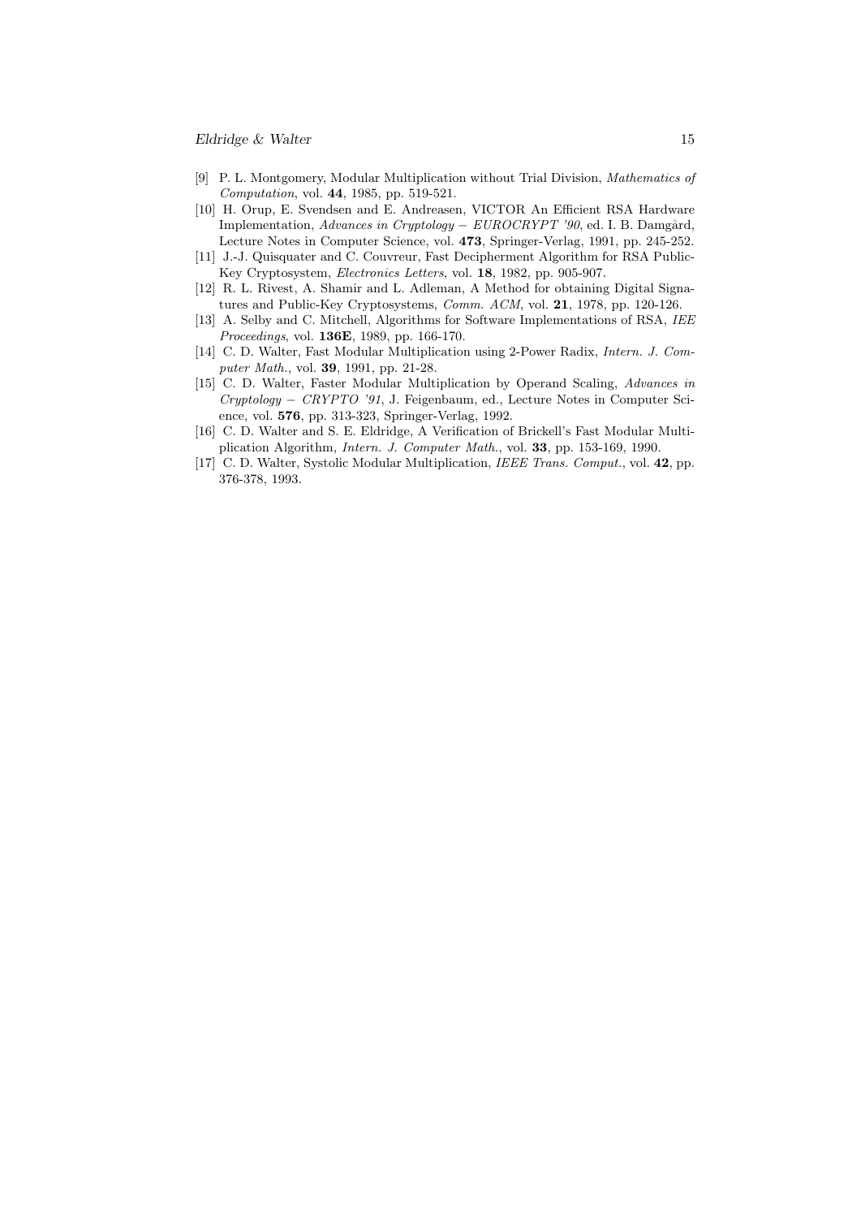[9] P. L. Montgomery, Modular Multiplication without Trial Division, *Mathematics of Computation*, vol. **44**, 1985, pp. 519-521.

[10] H. Orup, E. Svendsen and E. Andreasen, VICTOR An Efficient RSA Hardware Implementation, *Advances in Cryptology − EUROCRYPT '90*, ed. I. B. Damgård, Lecture Notes in Computer Science, vol. **473**, Springer-Verlag, 1991, pp. 245-252.

[11] J.-J. Quisquater and C. Couvreur, Fast Decipherment Algorithm for RSA Public-Key Cryptosystem, *Electronics Letters*, vol. **18**, 1982, pp. 905-907.

[12] R. L. Rivest, A. Shamir and L. Adleman, A Method for obtaining Digital Signatures and Public-Key Cryptosystems, *Comm. ACM*, vol. **21**, 1978, pp. 120-126.

[13] A. Selby and C. Mitchell, Algorithms for Software Implementations of RSA, *IEE Proceedings*, vol. **136E**, 1989, pp. 166-170.

[14] C. D. Walter, Fast Modular Multiplication using 2-Power Radix, *Intern. J. Computer Math.*, vol. **39**, 1991, pp. 21-28.

[15] C. D. Walter, Faster Modular Multiplication by Operand Scaling, *Advances in Cryptology − CRYPTO '91*, J. Feigenbaum, ed., Lecture Notes in Computer Science, vol. **576**, pp. 313-323, Springer-Verlag, 1992.

[16] C. D. Walter and S. E. Eldridge, A Verification of Brickell's Fast Modular Multiplication Algorithm, *Intern. J. Computer Math.*, vol. **33**, pp. 153-169, 1990.

[17] C. D. Walter, Systolic Modular Multiplication, *IEEE Trans. Comput.*, vol. **42**, pp. 376-378, 1993.